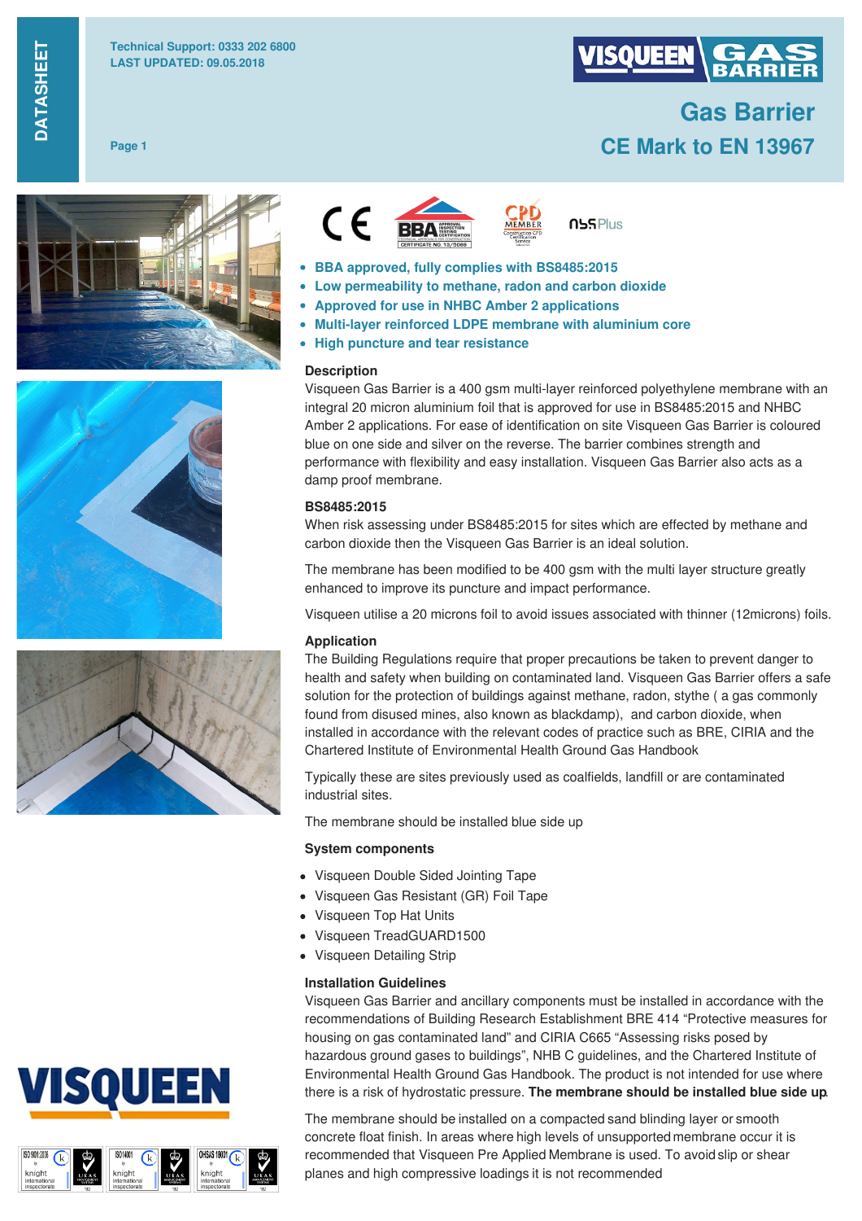DATASHEET

Technical Support: 0333 202 6800
LAST UPDATED: 09.05.2018

# Gas Barrier
## CE Mark to EN 13967

- **BBA approved, fully complies with BS8485:2015**
- **Low permeability to methane, radon and carbon dioxide**
- **Approved for use in NHBC Amber 2 applications**
- **Multi-layer reinforced LDPE membrane with aluminium core**
- **High puncture and tear resistance**

### Description

Visqueen Gas Barrier is a 400 gsm multi-layer reinforced polyethylene membrane with an integral 20 micron aluminium foil that is approved for use in BS8485:2015 and NHBC Amber 2 applications. For ease of identification on site Visqueen Gas Barrier is coloured blue on one side and silver on the reverse. The barrier combines strength and performance with flexibility and easy installation. Visqueen Gas Barrier also acts as a damp proof membrane.

### BS8485:2015

When risk assessing under BS8485:2015 for sites which are effected by methane and carbon dioxide then the Visqueen Gas Barrier is an ideal solution.

The membrane has been modified to be 400 gsm with the multi layer structure greatly enhanced to improve its puncture and impact performance.

Visqueen utilise a 20 microns foil to avoid issues associated with thinner (12microns) foils.

### Application

The Building Regulations require that proper precautions be taken to prevent danger to health and safety when building on contaminated land. Visqueen Gas Barrier offers a safe solution for the protection of buildings against methane, radon, stythe ( a gas commonly found from disused mines, also known as blackdamp), and carbon dioxide, when installed in accordance with the relevant codes of practice such as BRE, CIRIA and the Chartered Institute of Environmental Health Ground Gas Handbook

Typically these are sites previously used as coalfields, landfill or are contaminated industrial sites.

The membrane should be installed blue side up

### System components

- Visqueen Double Sided Jointing Tape
- Visqueen Gas Resistant (GR) Foil Tape
- Visqueen Top Hat Units
- Visqueen TreadGUARD1500
- Visqueen Detailing Strip

### Installation Guidelines

Visqueen Gas Barrier and ancillary components must be installed in accordance with the recommendations of Building Research Establishment BRE 414 “Protective measures for housing on gas contaminated land” and CIRIA C665 “Assessing risks posed by hazardous ground gases to buildings”, NHB C guidelines, and the Chartered Institute of Environmental Health Ground Gas Handbook. The product is not intended for use where there is a risk of hydrostatic pressure. **The membrane should be installed blue side up.**

The membrane should be installed on a compacted sand blinding layer or smooth concrete float finish. In areas where high levels of unsupported membrane occur it is recommended that Visqueen Pre Applied Membrane is used. To avoid slip or shear planes and high compressive loadings it is not recommended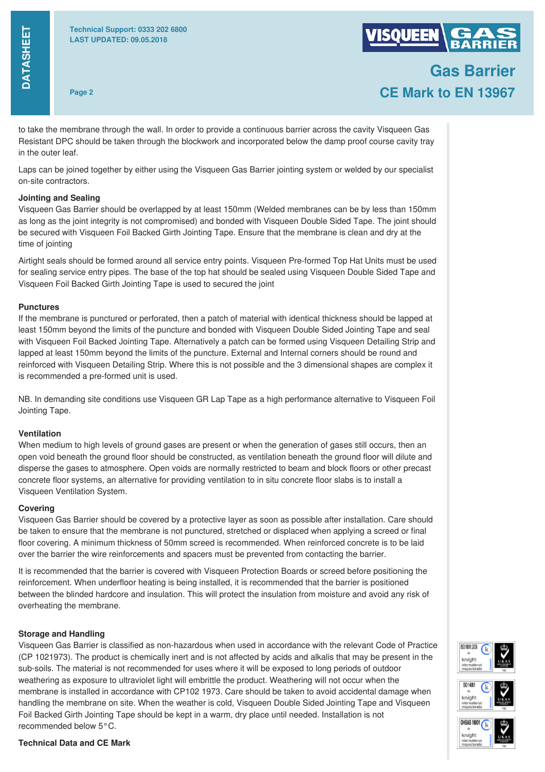to take the membrane through the wall. In order to provide a continuous barrier across the cavity Visqueen Gas Resistant DPC should be taken through the blockwork and incorporated below the damp proof course cavity tray in the outer leaf.

Laps can be joined together by either using the Visqueen Gas Barrier jointing system or welded by our specialist on-site contractors.

### Jointing and Sealing

Visqueen Gas Barrier should be overlapped by at least 150mm (Welded membranes can be by less than 150mm as long as the joint integrity is not compromised) and bonded with Visqueen Double Sided Tape. The joint should be secured with Visqueen Foil Backed Girth Jointing Tape. Ensure that the membrane is clean and dry at the time of jointing

Airtight seals should be formed around all service entry points. Visqueen Pre-formed Top Hat Units must be used for sealing service entry pipes. The base of the top hat should be sealed using Visqueen Double Sided Tape and Visqueen Foil Backed Girth Jointing Tape is used to secured the joint

### Punctures

If the membrane is punctured or perforated, then a patch of material with identical thickness should be lapped at least 150mm beyond the limits of the puncture and bonded with Visqueen Double Sided Jointing Tape and seal with Visqueen Foil Backed Jointing Tape. Alternatively a patch can be formed using Visqueen Detailing Strip and lapped at least 150mm beyond the limits of the puncture. External and Internal corners should be round and reinforced with Visqueen Detailing Strip. Where this is not possible and the 3 dimensional shapes are complex it is recommended a pre-formed unit is used.

NB. In demanding site conditions use Visqueen GR Lap Tape as a high performance alternative to Visqueen Foil Jointing Tape.

### Ventilation

When medium to high levels of ground gases are present or when the generation of gases still occurs, then an open void beneath the ground floor should be constructed, as ventilation beneath the ground floor will dilute and disperse the gases to atmosphere. Open voids are normally restricted to beam and block floors or other precast concrete floor systems, an alternative for providing ventilation to in situ concrete floor slabs is to install a Visqueen Ventilation System.

### Covering

Visqueen Gas Barrier should be covered by a protective layer as soon as possible after installation. Care should be taken to ensure that the membrane is not punctured, stretched or displaced when applying a screed or final floor covering. A minimum thickness of 50mm screed is recommended. When reinforced concrete is to be laid over the barrier the wire reinforcements and spacers must be prevented from contacting the barrier.

It is recommended that the barrier is covered with Visqueen Protection Boards or screed before positioning the reinforcement. When underfloor heating is being installed, it is recommended that the barrier is positioned between the blinded hardcore and insulation. This will protect the insulation from moisture and avoid any risk of overheating the membrane.

### Storage and Handling

Visqueen Gas Barrier is classified as non-hazardous when used in accordance with the relevant Code of Practice (CP 1021973). The product is chemically inert and is not affected by acids and alkalis that may be present in the sub-soils. The material is not recommended for uses where it will be exposed to long periods of outdoor weathering as exposure to ultraviolet light will embrittle the product. Weathering will not occur when the membrane is installed in accordance with CP102 1973. Care should be taken to avoid accidental damage when handling the membrane on site. When the weather is cold, Visqueen Double Sided Jointing Tape and Visqueen Foil Backed Girth Jointing Tape should be kept in a warm, dry place until needed. Installation is not recommended below 5°C.

### Technical Data and CE Mark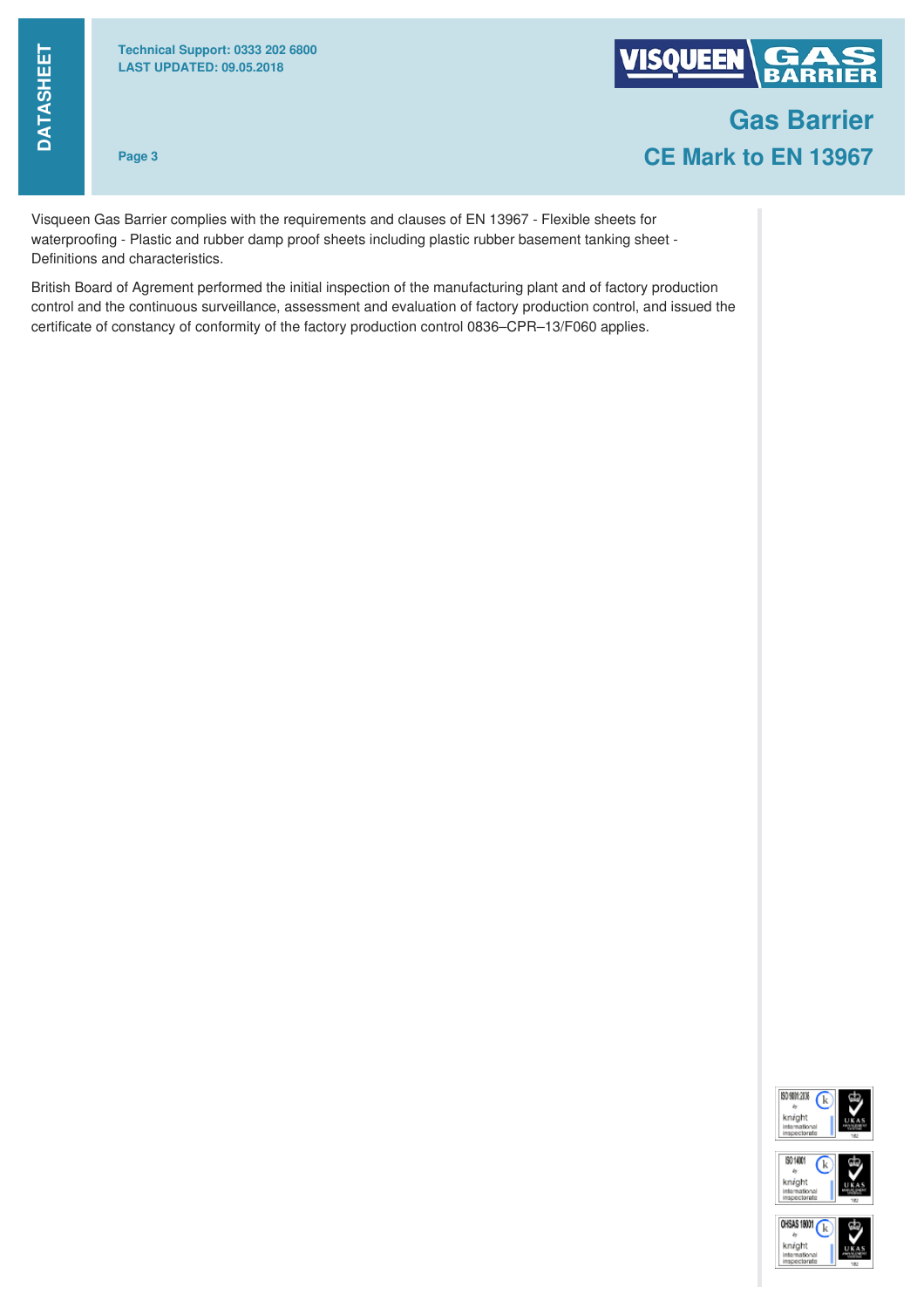# Gas Barrier

## CE Mark to EN 13967

Visqueen Gas Barrier complies with the requirements and clauses of EN 13967 - Flexible sheets for waterproofing - Plastic and rubber damp proof sheets including plastic rubber basement tanking sheet - Definitions and characteristics.

British Board of Agrement performed the initial inspection of the manufacturing plant and of factory production control and the continuous surveillance, assessment and evaluation of factory production control, and issued the certificate of constancy of conformity of the factory production control 0836–CPR–13/F060 applies.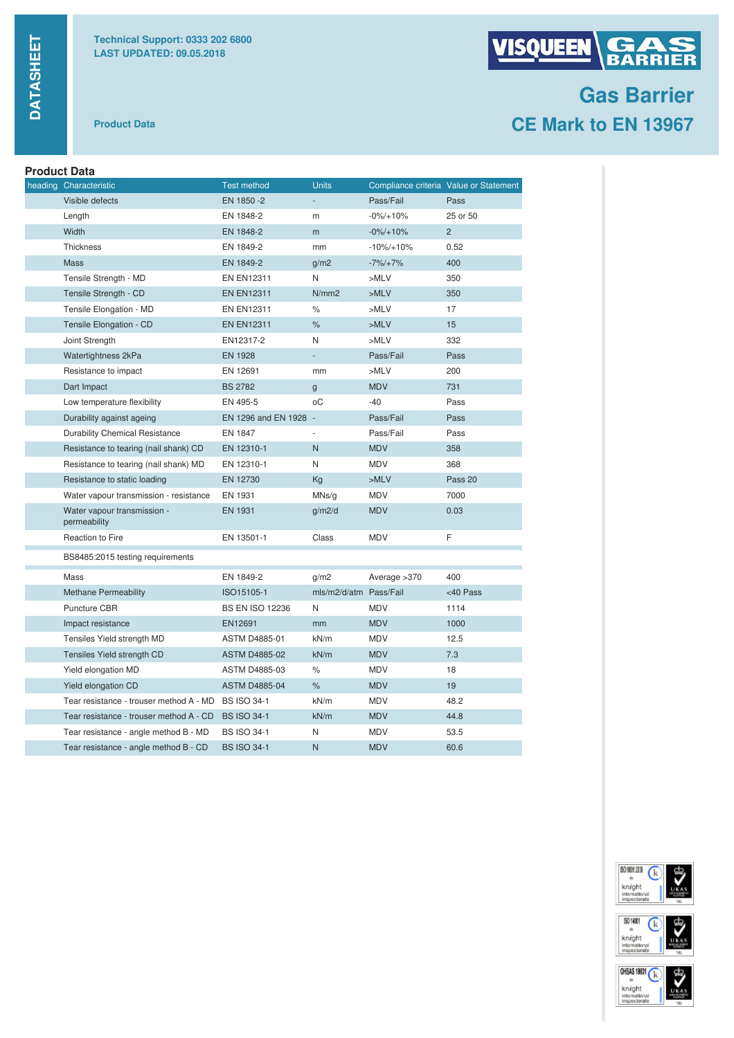DATASHEET

**Technical Support: 0333 202 6800**
**LAST UPDATED: 09.05.2018**

VISQUEEN GAS BARRIER

# Gas Barrier
## CE Mark to EN 13967

**Product Data**

## Product Data

| heading | Characteristic | Test method | Units | Compliance criteria | Value or Statement |
|---|---|---|---|---|---|
| | Visible defects | EN 1850 -2 | - | Pass/Fail | Pass |
| | Length | EN 1848-2 | m | -0%/+10% | 25 or 50 |
| | Width | EN 1848-2 | m | -0%/+10% | 2 |
| | Thickness | EN 1849-2 | mm | -10%/+10% | 0.52 |
| | Mass | EN 1849-2 | g/m2 | -7%/+7% | 400 |
| | Tensile Strength - MD | EN EN12311 | N | >MLV | 350 |
| | Tensile Strength - CD | EN EN12311 | N/mm2 | >MLV | 350 |
| | Tensile Elongation - MD | EN EN12311 | % | >MLV | 17 |
| | Tensile Elongation - CD | EN EN12311 | % | >MLV | 15 |
| | Joint Strength | EN12317-2 | N | >MLV | 332 |
| | Watertightness 2kPa | EN 1928 | - | Pass/Fail | Pass |
| | Resistance to impact | EN 12691 | mm | >MLV | 200 |
| | Dart Impact | BS 2782 | g | MDV | 731 |
| | Low temperature flexibility | EN 495-5 | oC | -40 | Pass |
| | Durability against ageing | EN 1296 and EN 1928 | - | Pass/Fail | Pass |
| | Durability Chemical Resistance | EN 1847 | - | Pass/Fail | Pass |
| | Resistance to tearing (nail shank) CD | EN 12310-1 | N | MDV | 358 |
| | Resistance to tearing (nail shank) MD | EN 12310-1 | N | MDV | 368 |
| | Resistance to static loading | EN 12730 | Kg | >MLV | Pass 20 |
| | Water vapour transmission - resistance | EN 1931 | MNs/g | MDV | 7000 |
| | Water vapour transmission - permeability | EN 1931 | g/m2/d | MDV | 0.03 |
| | Reaction to Fire | EN 13501-1 | Class | MDV | F |
| | BS8485:2015 testing requirements | | | | |
| | Mass | EN 1849-2 | g/m2 | Average >370 | 400 |
| | Methane Permeability | ISO15105-1 | mls/m2/d/atm | Pass/Fail | <40 Pass |
| | Puncture CBR | BS EN ISO 12236 | N | MDV | 1114 |
| | Impact resistance | EN12691 | mm | MDV | 1000 |
| | Tensiles Yield strength MD | ASTM D4885-01 | kN/m | MDV | 12.5 |
| | Tensiles Yield strength CD | ASTM D4885-02 | kN/m | MDV | 7.3 |
| | Yield elongation MD | ASTM D4885-03 | % | MDV | 18 |
| | Yield elongation CD | ASTM D4885-04 | % | MDV | 19 |
| | Tear resistance - trouser method A - MD | BS ISO 34-1 | kN/m | MDV | 48.2 |
| | Tear resistance - trouser method A - CD | BS ISO 34-1 | kN/m | MDV | 44.8 |
| | Tear resistance - angle method B - MD | BS ISO 34-1 | N | MDV | 53.5 |
| | Tear resistance - angle method B - CD | BS ISO 34-1 | N | MDV | 60.6 |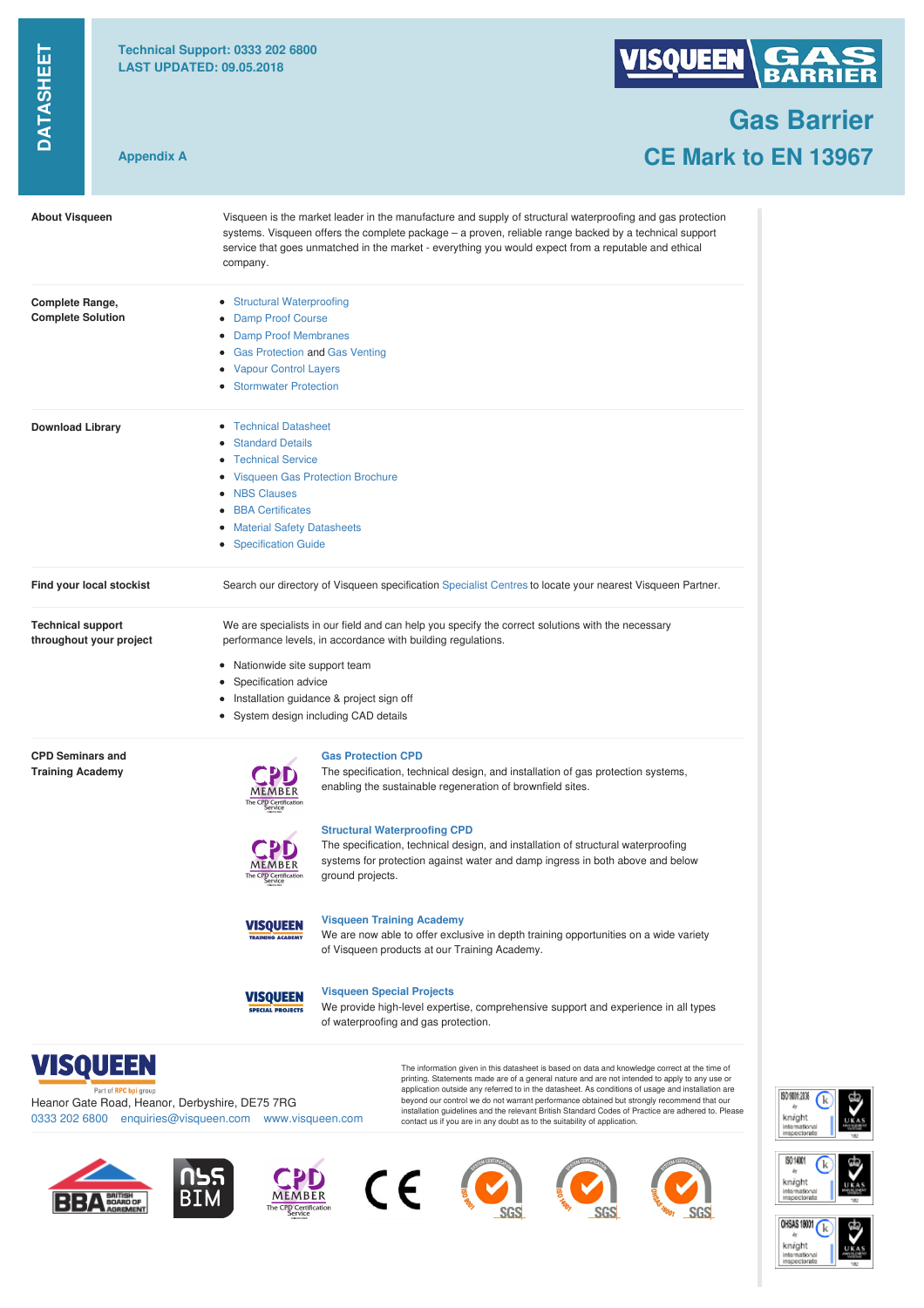# DATASHEET

Technical Support: 0333 202 6800
LAST UPDATED: 09.05.2018

Appendix A

## Gas Barrier
## CE Mark to EN 13967

**About Visqueen**

Visqueen is the market leader in the manufacture and supply of structural waterproofing and gas protection systems. Visqueen offers the complete package – a proven, reliable range backed by a technical support service that goes unmatched in the market - everything you would expect from a reputable and ethical company.

**Complete Range, Complete Solution**

- Structural Waterproofing
- Damp Proof Course
- Damp Proof Membranes
- Gas Protection and Gas Venting
- Vapour Control Layers
- Stormwater Protection

**Download Library**

- Technical Datasheet
- Standard Details
- Technical Service
- Visqueen Gas Protection Brochure
- NBS Clauses
- BBA Certificates
- Material Safety Datasheets
- Specification Guide

**Find your local stockist**

Search our directory of Visqueen specification Specialist Centres to locate your nearest Visqueen Partner.

**Technical support throughout your project**

We are specialists in our field and can help you specify the correct solutions with the necessary performance levels, in accordance with building regulations.

- Nationwide site support team
- Specification advice
- Installation guidance & project sign off
- System design including CAD details

**CPD Seminars and Training Academy**

**Gas Protection CPD**
The specification, technical design, and installation of gas protection systems, enabling the sustainable regeneration of brownfield sites.

**Structural Waterproofing CPD**
The specification, technical design, and installation of structural waterproofing systems for protection against water and damp ingress in both above and below ground projects.

**Visqueen Training Academy**
We are now able to offer exclusive in depth training opportunities on a wide variety of Visqueen products at our Training Academy.

**Visqueen Special Projects**
We provide high-level expertise, comprehensive support and experience in all types of waterproofing and gas protection.

VISQUEEN
Part of RPC bpi group
Heanor Gate Road, Heanor, Derbyshire, DE75 7RG
0333 202 6800 enquiries@visqueen.com www.visqueen.com

The information given in this datasheet is based on data and knowledge correct at the time of printing. Statements made are of a general nature and are not intended to apply to any use or application outside any referred to in the datasheet. As conditions of usage and installation are beyond our control we do not warrant performance obtained but strongly recommend that our installation guidelines and the relevant British Standard Codes of Practice are adhered to. Please contact us if you are in any doubt as to the suitability of application.